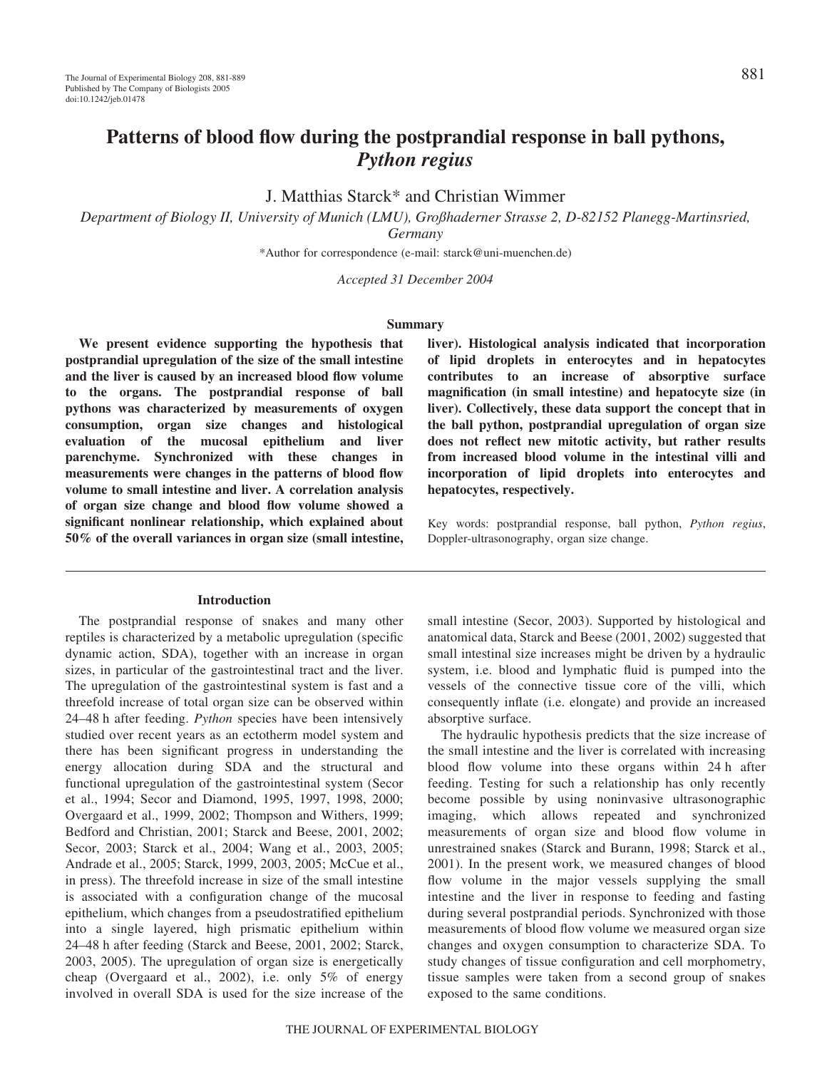# Patterns of blood flow during the postprandial response in ball pythons, *Python regius*

J. Matthias Starck* and Christian Wimmer

*Department of Biology II, University of Munich (LMU), Großhaderner Strasse 2, D-82152 Planegg-Martinsried, Germany*

*Author for correspondence (e-mail: starck@uni-muenchen.de)

*Accepted 31 December 2004*

## Summary

**We present evidence supporting the hypothesis that postprandial upregulation of the size of the small intestine and the liver is caused by an increased blood flow volume to the organs. The postprandial response of ball pythons was characterized by measurements of oxygen consumption, organ size changes and histological evaluation of the mucosal epithelium and liver parenchyme. Synchronized with these changes in measurements were changes in the patterns of blood flow volume to small intestine and liver. A correlation analysis of organ size change and blood flow volume showed a significant nonlinear relationship, which explained about 50% of the overall variances in organ size (small intestine, liver). Histological analysis indicated that incorporation of lipid droplets in enterocytes and in hepatocytes contributes to an increase of absorptive surface magnification (in small intestine) and hepatocyte size (in liver). Collectively, these data support the concept that in the ball python, postprandial upregulation of organ size does not reflect new mitotic activity, but rather results from increased blood volume in the intestinal villi and incorporation of lipid droplets into enterocytes and hepatocytes, respectively.**

Key words: postprandial response, ball python, *Python regius*, Doppler-ultrasonography, organ size change.

## Introduction

The postprandial response of snakes and many other reptiles is characterized by a metabolic upregulation (specific dynamic action, SDA), together with an increase in organ sizes, in particular of the gastrointestinal tract and the liver. The upregulation of the gastrointestinal system is fast and a threefold increase of total organ size can be observed within 24–48 h after feeding. *Python* species have been intensively studied over recent years as an ectotherm model system and there has been significant progress in understanding the energy allocation during SDA and the structural and functional upregulation of the gastrointestinal system (Secor et al., 1994; Secor and Diamond, 1995, 1997, 1998, 2000; Overgaard et al., 1999, 2002; Thompson and Withers, 1999; Bedford and Christian, 2001; Starck and Beese, 2001, 2002; Secor, 2003; Starck et al., 2004; Wang et al., 2003, 2005; Andrade et al., 2005; Starck, 1999, 2003, 2005; McCue et al., in press). The threefold increase in size of the small intestine is associated with a configuration change of the mucosal epithelium, which changes from a pseudostratified epithelium into a single layered, high prismatic epithelium within 24–48 h after feeding (Starck and Beese, 2001, 2002; Starck, 2003, 2005). The upregulation of organ size is energetically cheap (Overgaard et al., 2002), i.e. only 5% of energy involved in overall SDA is used for the size increase of the small intestine (Secor, 2003). Supported by histological and anatomical data, Starck and Beese (2001, 2002) suggested that small intestinal size increases might be driven by a hydraulic system, i.e. blood and lymphatic fluid is pumped into the vessels of the connective tissue core of the villi, which consequently inflate (i.e. elongate) and provide an increased absorptive surface.

The hydraulic hypothesis predicts that the size increase of the small intestine and the liver is correlated with increasing blood flow volume into these organs within 24 h after feeding. Testing for such a relationship has only recently become possible by using noninvasive ultrasonographic imaging, which allows repeated and synchronized measurements of organ size and blood flow volume in unrestrained snakes (Starck and Burann, 1998; Starck et al., 2001). In the present work, we measured changes of blood flow volume in the major vessels supplying the small intestine and the liver in response to feeding and fasting during several postprandial periods. Synchronized with those measurements of blood flow volume we measured organ size changes and oxygen consumption to characterize SDA. To study changes of tissue configuration and cell morphometry, tissue samples were taken from a second group of snakes exposed to the same conditions.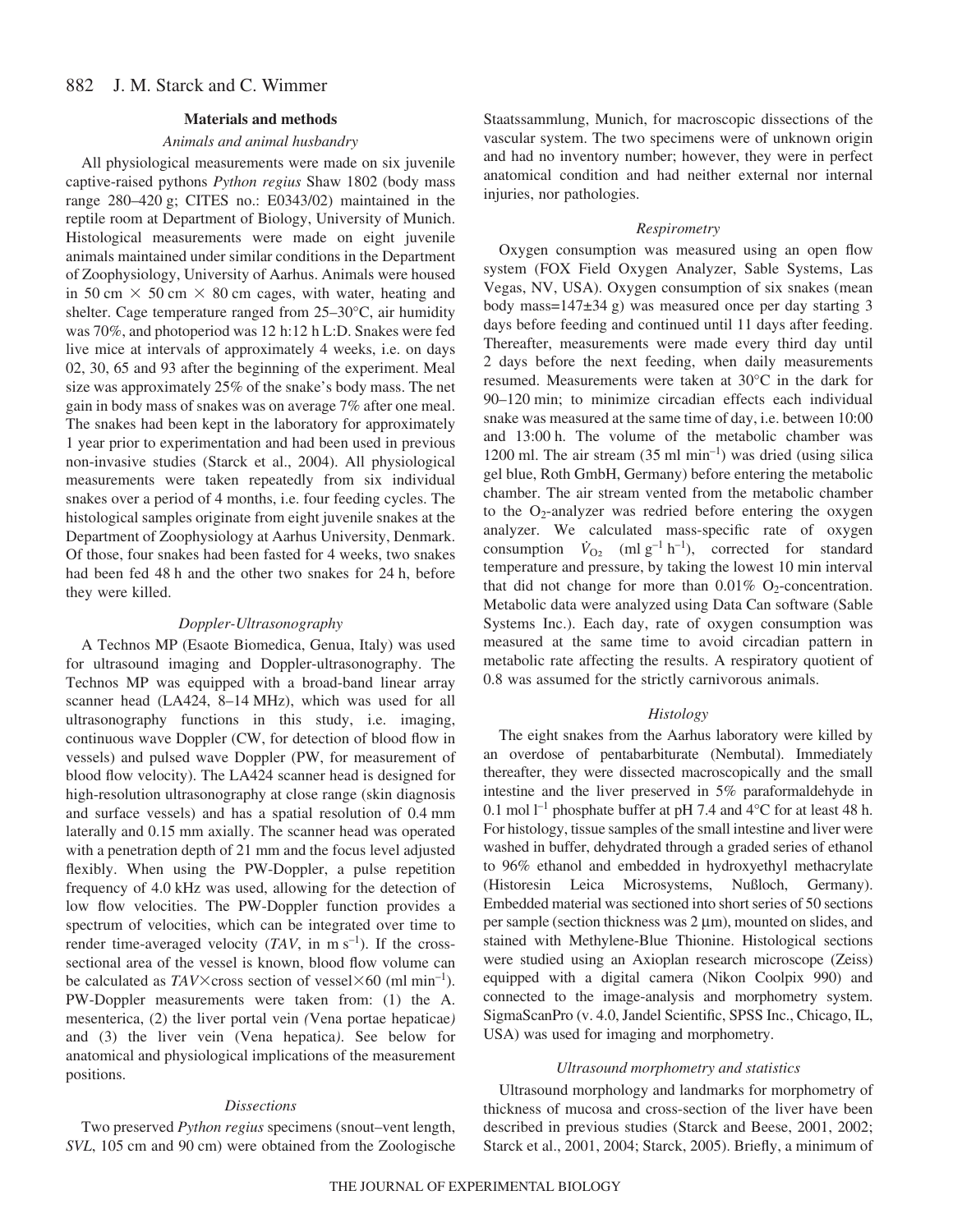## Materials and methods

### *Animals and animal husbandry*

All physiological measurements were made on six juvenile captive-raised pythons *Python regius* Shaw 1802 (body mass range 280–420 g; CITES no.: E0343/02) maintained in the reptile room at Department of Biology, University of Munich. Histological measurements were made on eight juvenile animals maintained under similar conditions in the Department of Zoophysiology, University of Aarhus. Animals were housed in 50 cm × 50 cm × 80 cm cages, with water, heating and shelter. Cage temperature ranged from 25–30°C, air humidity was 70%, and photoperiod was 12 h:12 h L:D. Snakes were fed live mice at intervals of approximately 4 weeks, i.e. on days 02, 30, 65 and 93 after the beginning of the experiment. Meal size was approximately 25% of the snake's body mass. The net gain in body mass of snakes was on average 7% after one meal. The snakes had been kept in the laboratory for approximately 1 year prior to experimentation and had been used in previous non-invasive studies (Starck et al., 2004). All physiological measurements were taken repeatedly from six individual snakes over a period of 4 months, i.e. four feeding cycles. The histological samples originate from eight juvenile snakes at the Department of Zoophysiology at Aarhus University, Denmark. Of those, four snakes had been fasted for 4 weeks, two snakes had been fed 48 h and the other two snakes for 24 h, before they were killed.

### *Doppler-Ultrasonography*

A Technos MP (Esaote Biomedica, Genua, Italy) was used for ultrasound imaging and Doppler-ultrasonography. The Technos MP was equipped with a broad-band linear array scanner head (LA424, 8–14 MHz), which was used for all ultrasonography functions in this study, i.e. imaging, continuous wave Doppler (CW, for detection of blood flow in vessels) and pulsed wave Doppler (PW, for measurement of blood flow velocity). The LA424 scanner head is designed for high-resolution ultrasonography at close range (skin diagnosis and surface vessels) and has a spatial resolution of 0.4 mm laterally and 0.15 mm axially. The scanner head was operated with a penetration depth of 21 mm and the focus level adjusted flexibly. When using the PW-Doppler, a pulse repetition frequency of 4.0 kHz was used, allowing for the detection of low flow velocities. The PW-Doppler function provides a spectrum of velocities, which can be integrated over time to render time-averaged velocity (*TAV*, in m s$^{-1}$). If the cross-sectional area of the vessel is known, blood flow volume can be calculated as *TAV*×cross section of vessel×60 (ml min$^{-1}$). PW-Doppler measurements were taken from: (1) the A. mesenterica, (2) the liver portal vein *(*Vena portae hepaticae*)* and (3) the liver vein (Vena hepatica*)*. See below for anatomical and physiological implications of the measurement positions.

### *Dissections*

Two preserved *Python regius* specimens (snout–vent length, *SVL*, 105 cm and 90 cm) were obtained from the Zoologische Staatssammlung, Munich, for macroscopic dissections of the vascular system. The two specimens were of unknown origin and had no inventory number; however, they were in perfect anatomical condition and had neither external nor internal injuries, nor pathologies.

### *Respirometry*

Oxygen consumption was measured using an open flow system (FOX Field Oxygen Analyzer, Sable Systems, Las Vegas, NV, USA). Oxygen consumption of six snakes (mean body mass=147±34 g) was measured once per day starting 3 days before feeding and continued until 11 days after feeding. Thereafter, measurements were made every third day until 2 days before the next feeding, when daily measurements resumed. Measurements were taken at 30°C in the dark for 90–120 min; to minimize circadian effects each individual snake was measured at the same time of day, i.e. between 10:00 and 13:00 h. The volume of the metabolic chamber was 1200 ml. The air stream (35 ml min$^{-1}$) was dried (using silica gel blue, Roth GmbH, Germany) before entering the metabolic chamber. The air stream vented from the metabolic chamber to the $O_2$-analyzer was redried before entering the oxygen analyzer. We calculated mass-specific rate of oxygen consumption $\dot{V}_{O_2}$ (ml g$^{-1}$ h$^{-1}$), corrected for standard temperature and pressure, by taking the lowest 10 min interval that did not change for more than 0.01% $O_2$-concentration. Metabolic data were analyzed using Data Can software (Sable Systems Inc.). Each day, rate of oxygen consumption was measured at the same time to avoid circadian pattern in metabolic rate affecting the results. A respiratory quotient of 0.8 was assumed for the strictly carnivorous animals.

### *Histology*

The eight snakes from the Aarhus laboratory were killed by an overdose of pentabarbiturate (Nembutal). Immediately thereafter, they were dissected macroscopically and the small intestine and the liver preserved in 5% paraformaldehyde in 0.1 mol l$^{-1}$ phosphate buffer at pH 7.4 and 4°C for at least 48 h. For histology, tissue samples of the small intestine and liver were washed in buffer, dehydrated through a graded series of ethanol to 96% ethanol and embedded in hydroxyethyl methacrylate (Historesin Leica Microsystems, Nußloch, Germany). Embedded material was sectioned into short series of 50 sections per sample (section thickness was 2 μm), mounted on slides, and stained with Methylene-Blue Thionine. Histological sections were studied using an Axioplan research microscope (Zeiss) equipped with a digital camera (Nikon Coolpix 990) and connected to the image-analysis and morphometry system. SigmaScanPro (v. 4.0, Jandel Scientific, SPSS Inc., Chicago, IL, USA) was used for imaging and morphometry.

### *Ultrasound morphometry and statistics*

Ultrasound morphology and landmarks for morphometry of thickness of mucosa and cross-section of the liver have been described in previous studies (Starck and Beese, 2001, 2002; Starck et al., 2001, 2004; Starck, 2005). Briefly, a minimum of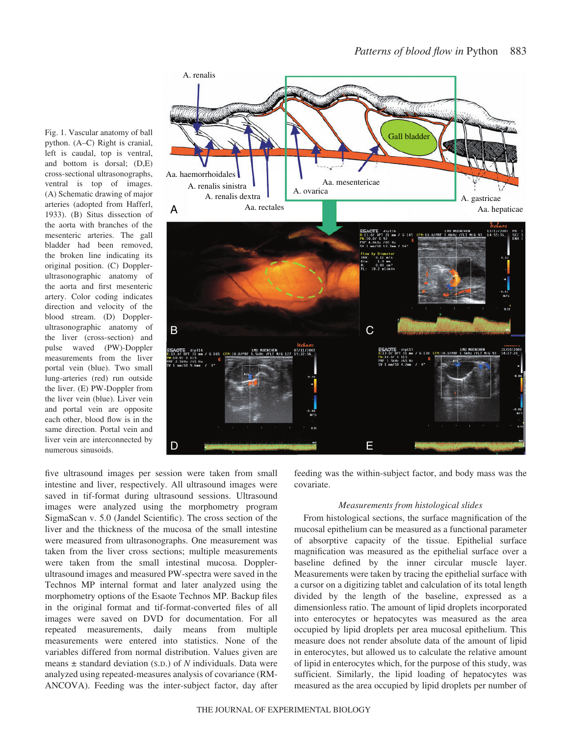Fig. 1. Vascular anatomy of ball python. (A–C) Right is cranial, left is caudal, top is ventral, and bottom is dorsal; (D,E) cross-sectional ultrasonographs, ventral is top of images. (A) Schematic drawing of major arteries (adopted from Hafferl, 1933). (B) Situs dissection of the aorta with branches of the mesenteric arteries. The gall bladder had been removed, the broken line indicating its original position. (C) Doppler-ultrasonographic anatomy of the aorta and first mesenteric artery. Color coding indicates direction and velocity of the blood stream. (D) Doppler-ultrasonographic anatomy of the liver (cross-section) and pulse waved (PW)-Doppler measurements from the liver portal vein (blue). Two small lung-arteries (red) run outside the liver. (E) PW-Doppler from the liver vein (blue). Liver vein and portal vein are opposite each other, blood flow is in the same direction. Portal vein and liver vein are interconnected by numerous sinusoids.

five ultrasound images per session were taken from small intestine and liver, respectively. All ultrasound images were saved in tif-format during ultrasound sessions. Ultrasound images were analyzed using the morphometry program SigmaScan v. 5.0 (Jandel Scientific). The cross section of the liver and the thickness of the mucosa of the small intestine were measured from ultrasonographs. One measurement was taken from the liver cross sections; multiple measurements were taken from the small intestinal mucosa. Doppler-ultrasound images and measured PW-spectra were saved in the Technos MP internal format and later analyzed using the morphometry options of the Esaote Technos MP. Backup files in the original format and tif-format-converted files of all images were saved on DVD for documentation. For all repeated measurements, daily means from multiple measurements were entered into statistics. None of the variables differed from normal distribution. Values given are means ± standard deviation (S.D.) of *N* individuals. Data were analyzed using repeated-measures analysis of covariance (RM-ANCOVA). Feeding was the inter-subject factor, day after feeding was the within-subject factor, and body mass was the covariate.

### *Measurements from histological slides*

From histological sections, the surface magnification of the mucosal epithelium can be measured as a functional parameter of absorptive capacity of the tissue. Epithelial surface magnification was measured as the epithelial surface over a baseline defined by the inner circular muscle layer. Measurements were taken by tracing the epithelial surface with a cursor on a digitizing tablet and calculation of its total length divided by the length of the baseline, expressed as a dimensionless ratio. The amount of lipid droplets incorporated into enterocytes or hepatocytes was measured as the area occupied by lipid droplets per area mucosal epithelium. This measure does not render absolute data of the amount of lipid in enterocytes, but allowed us to calculate the relative amount of lipid in enterocytes which, for the purpose of this study, was sufficient. Similarly, the lipid loading of hepatocytes was measured as the area occupied by lipid droplets per number of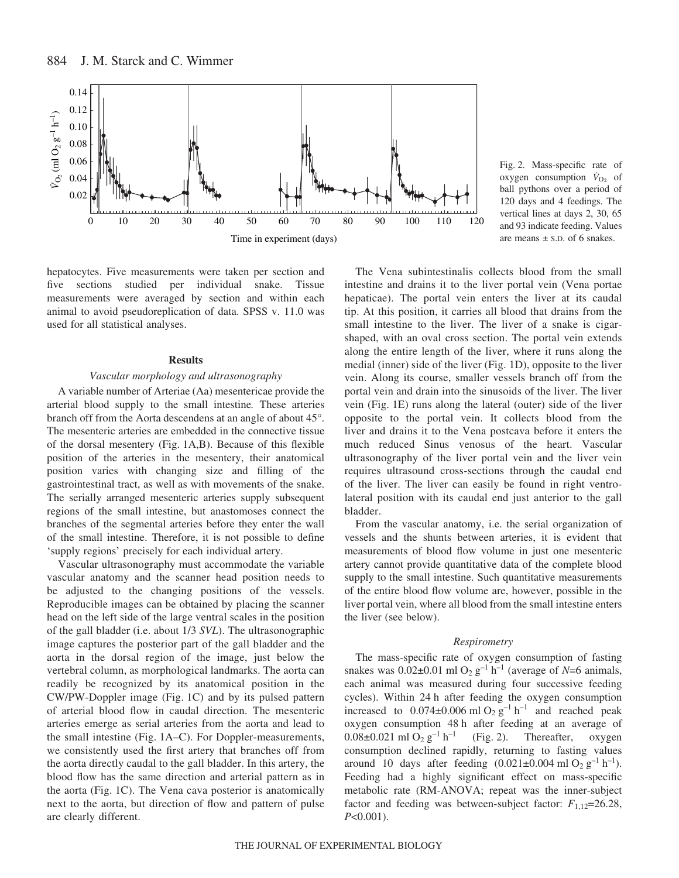Fig. 2. Mass-specific rate of oxygen consumption $\dot{V}_{O_2}$ of ball pythons over a period of 120 days and 4 feedings. The vertical lines at days 2, 30, 65 and 93 indicate feeding. Values are means ± S.D. of 6 snakes.

hepatocytes. Five measurements were taken per section and five sections studied per individual snake. Tissue measurements were averaged by section and within each animal to avoid pseudoreplication of data. SPSS v. 11.0 was used for all statistical analyses.

## Results

### *Vascular morphology and ultrasonography*

A variable number of Arteriae (Aa) mesentericae provide the arterial blood supply to the small intestine*.* These arteries branch off from the Aorta descendens at an angle of about 45°. The mesenteric arteries are embedded in the connective tissue of the dorsal mesentery (Fig. 1A,B). Because of this flexible position of the arteries in the mesentery, their anatomical position varies with changing size and filling of the gastrointestinal tract, as well as with movements of the snake. The serially arranged mesenteric arteries supply subsequent regions of the small intestine, but anastomoses connect the branches of the segmental arteries before they enter the wall of the small intestine. Therefore, it is not possible to define 'supply regions' precisely for each individual artery.

Vascular ultrasonography must accommodate the variable vascular anatomy and the scanner head position needs to be adjusted to the changing positions of the vessels. Reproducible images can be obtained by placing the scanner head on the left side of the large ventral scales in the position of the gall bladder (i.e. about 1/3 *SVL*). The ultrasonographic image captures the posterior part of the gall bladder and the aorta in the dorsal region of the image, just below the vertebral column, as morphological landmarks. The aorta can readily be recognized by its anatomical position in the CW/PW-Doppler image (Fig. 1C) and by its pulsed pattern of arterial blood flow in caudal direction. The mesenteric arteries emerge as serial arteries from the aorta and lead to the small intestine (Fig. 1A–C). For Doppler-measurements, we consistently used the first artery that branches off from the aorta directly caudal to the gall bladder. In this artery, the blood flow has the same direction and arterial pattern as in the aorta (Fig. 1C). The Vena cava posterior is anatomically next to the aorta, but direction of flow and pattern of pulse are clearly different.

The Vena subintestinalis collects blood from the small intestine and drains it to the liver portal vein (Vena portae hepaticae). The portal vein enters the liver at its caudal tip. At this position, it carries all blood that drains from the small intestine to the liver. The liver of a snake is cigar-shaped, with an oval cross section. The portal vein extends along the entire length of the liver, where it runs along the medial (inner) side of the liver (Fig. 1D), opposite to the liver vein. Along its course, smaller vessels branch off from the portal vein and drain into the sinusoids of the liver. The liver vein (Fig. 1E) runs along the lateral (outer) side of the liver opposite to the portal vein. It collects blood from the liver and drains it to the Vena postcava before it enters the much reduced Sinus venosus of the heart. Vascular ultrasonography of the liver portal vein and the liver vein requires ultrasound cross-sections through the caudal end of the liver. The liver can easily be found in right ventro-lateral position with its caudal end just anterior to the gall bladder.

From the vascular anatomy, i.e. the serial organization of vessels and the shunts between arteries, it is evident that measurements of blood flow volume in just one mesenteric artery cannot provide quantitative data of the complete blood supply to the small intestine. Such quantitative measurements of the entire blood flow volume are, however, possible in the liver portal vein, where all blood from the small intestine enters the liver (see below).

### *Respirometry*

The mass-specific rate of oxygen consumption of fasting snakes was $0.02\pm0.01$ ml $O_2$ $g^{-1}$ $h^{-1}$ (average of $N$=6 animals, each animal was measured during four successive feeding cycles). Within 24 h after feeding the oxygen consumption increased to $0.074\pm0.006$ ml $O_2$ $g^{-1}$ $h^{-1}$ and reached peak oxygen consumption 48 h after feeding at an average of $0.08\pm0.021$ ml $O_2$ $g^{-1}$ $h^{-1}$ (Fig. 2). Thereafter, oxygen consumption declined rapidly, returning to fasting values around 10 days after feeding ($0.021\pm0.004$ ml $O_2$ $g^{-1}$ $h^{-1}$). Feeding had a highly significant effect on mass-specific metabolic rate (RM-ANOVA; repeat was the inner-subject factor and feeding was between-subject factor: $F_{1,12}$=26.28, $P$<0.001).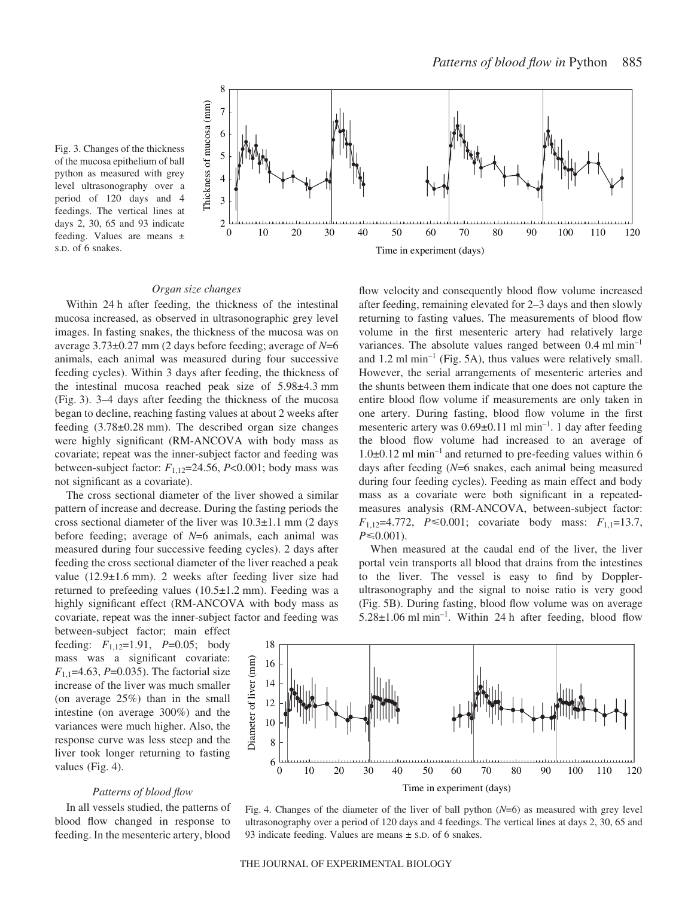Fig. 3. Changes of the thickness of the mucosa epithelium of ball python as measured with grey level ultrasonography over a period of 120 days and 4 feedings. The vertical lines at days 2, 30, 65 and 93 indicate feeding. Values are means ± S.D. of 6 snakes.

### *Organ size changes*

Within 24 h after feeding, the thickness of the intestinal mucosa increased, as observed in ultrasonographic grey level images. In fasting snakes, the thickness of the mucosa was on average 3.73±0.27 mm (2 days before feeding; average of $N$=6 animals, each animal was measured during four successive feeding cycles). Within 3 days after feeding, the thickness of the intestinal mucosa reached peak size of 5.98±4.3 mm (Fig. 3). 3–4 days after feeding the thickness of the mucosa began to decline, reaching fasting values at about 2 weeks after feeding (3.78±0.28 mm). The described organ size changes were highly significant (RM-ANCOVA with body mass as covariate; repeat was the inner-subject factor and feeding was between-subject factor: $F_{1,12}$=24.56, $P$<0.001; body mass was not significant as a covariate).

The cross sectional diameter of the liver showed a similar pattern of increase and decrease. During the fasting periods the cross sectional diameter of the liver was 10.3±1.1 mm (2 days before feeding; average of $N$=6 animals, each animal was measured during four successive feeding cycles). 2 days after feeding the cross sectional diameter of the liver reached a peak value (12.9±1.6 mm). 2 weeks after feeding liver size had returned to prefeeding values (10.5±1.2 mm). Feeding was a highly significant effect (RM-ANCOVA with body mass as covariate, repeat was the inner-subject factor and feeding was between-subject factor; main effect feeding: $F_{1,12}$=1.91, $P$=0.05; body mass was a significant covariate: $F_{1,1}$=4.63, $P$=0.035). The factorial size increase of the liver was much smaller (on average 25%) than in the small intestine (on average 300%) and the variances were much higher. Also, the response curve was less steep and the liver took longer returning to fasting values (Fig. 4).

### *Patterns of blood flow*

In all vessels studied, the patterns of blood flow changed in response to feeding. In the mesenteric artery, blood flow velocity and consequently blood flow volume increased after feeding, remaining elevated for 2–3 days and then slowly returning to fasting values. The measurements of blood flow volume in the first mesenteric artery had relatively large variances. The absolute values ranged between 0.4 ml min$^{-1}$ and 1.2 ml min$^{-1}$ (Fig. 5A), thus values were relatively small. However, the serial arrangements of mesenteric arteries and the shunts between them indicate that one does not capture the entire blood flow volume if measurements are only taken in one artery. During fasting, blood flow volume in the first mesenteric artery was 0.69±0.11 ml min$^{-1}$. 1 day after feeding the blood flow volume had increased to an average of 1.0±0.12 ml min$^{-1}$ and returned to pre-feeding values within 6 days after feeding ($N$=6 snakes, each animal being measured during four feeding cycles). Feeding as main effect and body mass as a covariate were both significant in a repeated-measures analysis (RM-ANCOVA, between-subject factor: $F_{1,12}$=4.772, $P\leq$0.001; covariate body mass: $F_{1,1}$=13.7, $P\leq$0.001).

When measured at the caudal end of the liver, the liver portal vein transports all blood that drains from the intestines to the liver. The vessel is easy to find by Doppler-ultrasonography and the signal to noise ratio is very good (Fig. 5B). During fasting, blood flow volume was on average 5.28±1.06 ml min$^{-1}$. Within 24 h after feeding, blood flow

Fig. 4. Changes of the diameter of the liver of ball python ($N$=6) as measured with grey level ultrasonography over a period of 120 days and 4 feedings. The vertical lines at days 2, 30, 65 and 93 indicate feeding. Values are means ± S.D. of 6 snakes.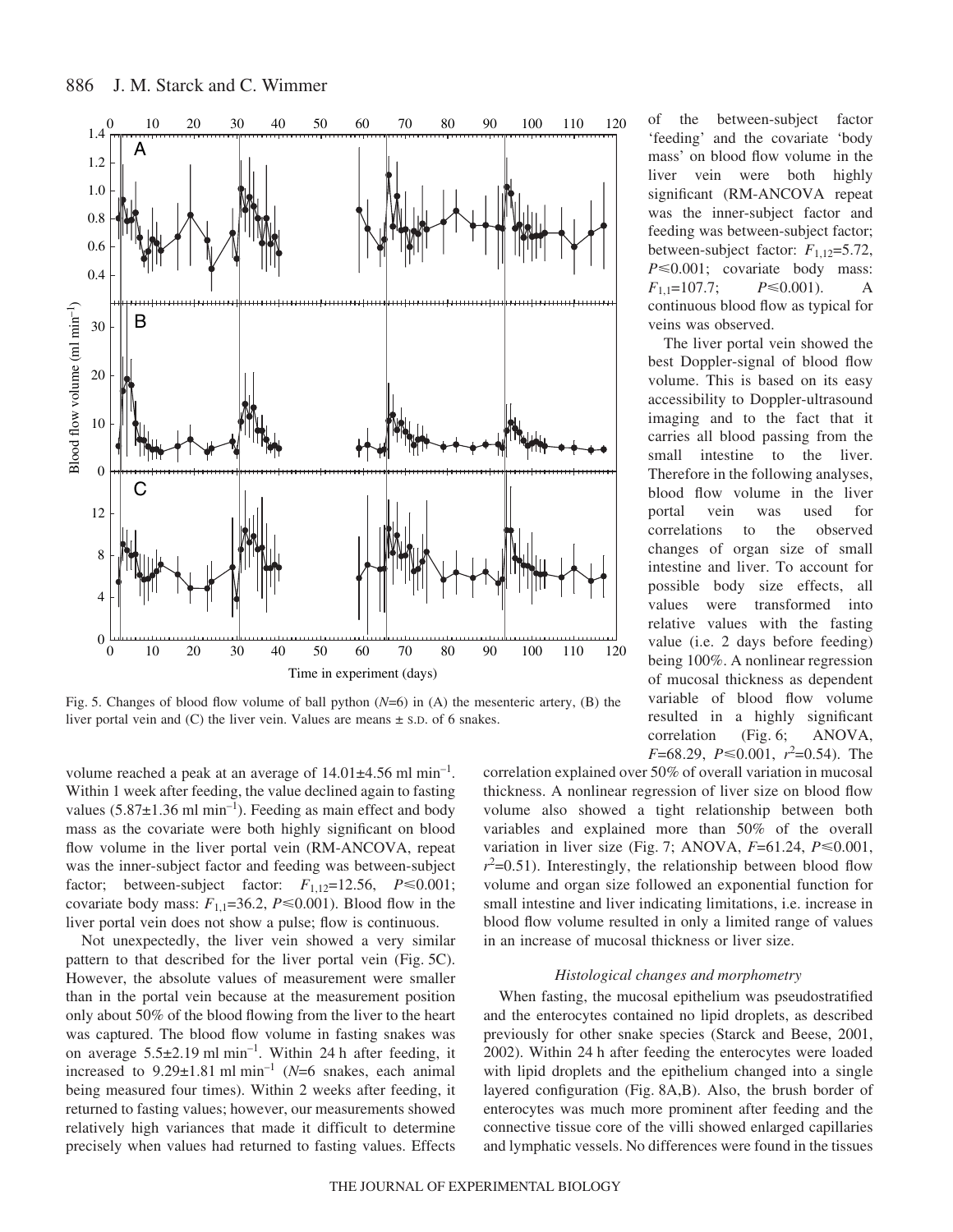of the between-subject factor 'feeding' and the covariate 'body mass' on blood flow volume in the liver vein were both highly significant (RM-ANCOVA repeat was the inner-subject factor and feeding was between-subject factor; between-subject factor: $F_{1,12}$=5.72, $P$≤0.001; covariate body mass: $F_{1,1}$=107.7; $P$≤0.001). A continuous blood flow as typical for veins was observed.

The liver portal vein showed the best Doppler-signal of blood flow volume. This is based on its easy accessibility to Doppler-ultrasound imaging and to the fact that it carries all blood passing from the small intestine to the liver. Therefore in the following analyses, blood flow volume in the liver portal vein was used for correlations to the observed changes of organ size of small intestine and liver. To account for possible body size effects, all values were transformed into relative values with the fasting value (i.e. 2 days before feeding) being 100%. A nonlinear regression of mucosal thickness as dependent variable of blood flow volume resulted in a highly significant correlation (Fig. 6; ANOVA, $F$=68.29, $P$≤0.001, $r^2$=0.54). The correlation explained over 50% of overall variation in mucosal thickness. A nonlinear regression of liver size on blood flow volume also showed a tight relationship between both variables and explained more than 50% of the overall variation in liver size (Fig. 7; ANOVA, $F$=61.24, $P$≤0.001, $r^2$=0.51). Interestingly, the relationship between blood flow volume and organ size followed an exponential function for small intestine and liver indicating limitations, i.e. increase in blood flow volume resulted in only a limited range of values in an increase of mucosal thickness or liver size.

Fig. 5. Changes of blood flow volume of ball python ($N$=6) in (A) the mesenteric artery, (B) the liver portal vein and (C) the liver vein. Values are means ± S.D. of 6 snakes.

volume reached a peak at an average of 14.01±4.56 ml min$^{-1}$. Within 1 week after feeding, the value declined again to fasting values (5.87±1.36 ml min$^{-1}$). Feeding as main effect and body mass as the covariate were both highly significant on blood flow volume in the liver portal vein (RM-ANCOVA, repeat was the inner-subject factor and feeding was between-subject factor; between-subject factor: $F_{1,12}$=12.56, $P$≤0.001; covariate body mass: $F_{1,1}$=36.2, $P$≤0.001). Blood flow in the liver portal vein does not show a pulse; flow is continuous.

Not unexpectedly, the liver vein showed a very similar pattern to that described for the liver portal vein (Fig. 5C). However, the absolute values of measurement were smaller than in the portal vein because at the measurement position only about 50% of the blood flowing from the liver to the heart was captured. The blood flow volume in fasting snakes was on average 5.5±2.19 ml min$^{-1}$. Within 24 h after feeding, it increased to 9.29±1.81 ml min$^{-1}$ ($N$=6 snakes, each animal being measured four times). Within 2 weeks after feeding, it returned to fasting values; however, our measurements showed relatively high variances that made it difficult to determine precisely when values had returned to fasting values. Effects

### *Histological changes and morphometry*

When fasting, the mucosal epithelium was pseudostratified and the enterocytes contained no lipid droplets, as described previously for other snake species (Starck and Beese, 2001, 2002). Within 24 h after feeding the enterocytes were loaded with lipid droplets and the epithelium changed into a single layered configuration (Fig. 8A,B). Also, the brush border of enterocytes was much more prominent after feeding and the connective tissue core of the villi showed enlarged capillaries and lymphatic vessels. No differences were found in the tissues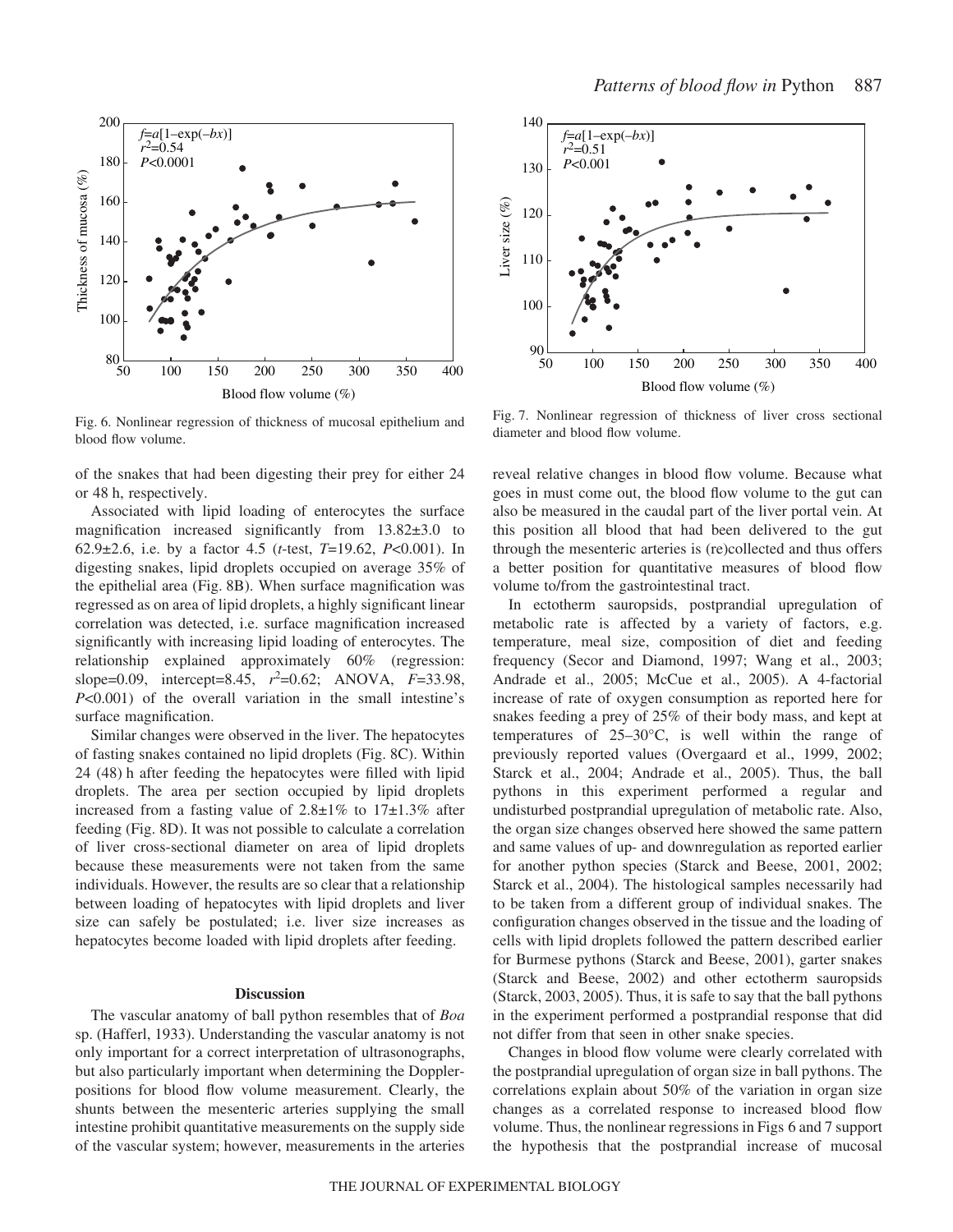Fig. 6. Nonlinear regression of thickness of mucosal epithelium and blood flow volume.

Fig. 7. Nonlinear regression of thickness of liver cross sectional diameter and blood flow volume.

of the snakes that had been digesting their prey for either 24 or 48 h, respectively.

Associated with lipid loading of enterocytes the surface magnification increased significantly from 13.82±3.0 to 62.9±2.6, i.e. by a factor 4.5 (*t*-test, *T*=19.62, *P*<0.001). In digesting snakes, lipid droplets occupied on average 35% of the epithelial area (Fig. 8B). When surface magnification was regressed as on area of lipid droplets, a highly significant linear correlation was detected, i.e. surface magnification increased significantly with increasing lipid loading of enterocytes. The relationship explained approximately 60% (regression: slope=0.09, intercept=8.45, $r^2$=0.62; ANOVA, *F*=33.98, *P*<0.001) of the overall variation in the small intestine's surface magnification.

Similar changes were observed in the liver. The hepatocytes of fasting snakes contained no lipid droplets (Fig. 8C). Within 24 (48) h after feeding the hepatocytes were filled with lipid droplets. The area per section occupied by lipid droplets increased from a fasting value of 2.8±1% to 17±1.3% after feeding (Fig. 8D). It was not possible to calculate a correlation of liver cross-sectional diameter on area of lipid droplets because these measurements were not taken from the same individuals. However, the results are so clear that a relationship between loading of hepatocytes with lipid droplets and liver size can safely be postulated; i.e. liver size increases as hepatocytes become loaded with lipid droplets after feeding.

## Discussion

The vascular anatomy of ball python resembles that of *Boa* sp. (Hafferl, 1933). Understanding the vascular anatomy is not only important for a correct interpretation of ultrasonographs, but also particularly important when determining the Doppler-positions for blood flow volume measurement. Clearly, the shunts between the mesenteric arteries supplying the small intestine prohibit quantitative measurements on the supply side of the vascular system; however, measurements in the arteries reveal relative changes in blood flow volume. Because what goes in must come out, the blood flow volume to the gut can also be measured in the caudal part of the liver portal vein. At this position all blood that had been delivered to the gut through the mesenteric arteries is (re)collected and thus offers a better position for quantitative measures of blood flow volume to/from the gastrointestinal tract.

In ectotherm sauropsids, postprandial upregulation of metabolic rate is affected by a variety of factors, e.g. temperature, meal size, composition of diet and feeding frequency (Secor and Diamond, 1997; Wang et al., 2003; Andrade et al., 2005; McCue et al., 2005). A 4-factorial increase of rate of oxygen consumption as reported here for snakes feeding a prey of 25% of their body mass, and kept at temperatures of 25–30°C, is well within the range of previously reported values (Overgaard et al., 1999, 2002; Starck et al., 2004; Andrade et al., 2005). Thus, the ball pythons in this experiment performed a regular and undisturbed postprandial upregulation of metabolic rate. Also, the organ size changes observed here showed the same pattern and same values of up- and downregulation as reported earlier for another python species (Starck and Beese, 2001, 2002; Starck et al., 2004). The histological samples necessarily had to be taken from a different group of individual snakes. The configuration changes observed in the tissue and the loading of cells with lipid droplets followed the pattern described earlier for Burmese pythons (Starck and Beese, 2001), garter snakes (Starck and Beese, 2002) and other ectotherm sauropsids (Starck, 2003, 2005). Thus, it is safe to say that the ball pythons in the experiment performed a postprandial response that did not differ from that seen in other snake species.

Changes in blood flow volume were clearly correlated with the postprandial upregulation of organ size in ball pythons. The correlations explain about 50% of the variation in organ size changes as a correlated response to increased blood flow volume. Thus, the nonlinear regressions in Figs 6 and 7 support the hypothesis that the postprandial increase of mucosal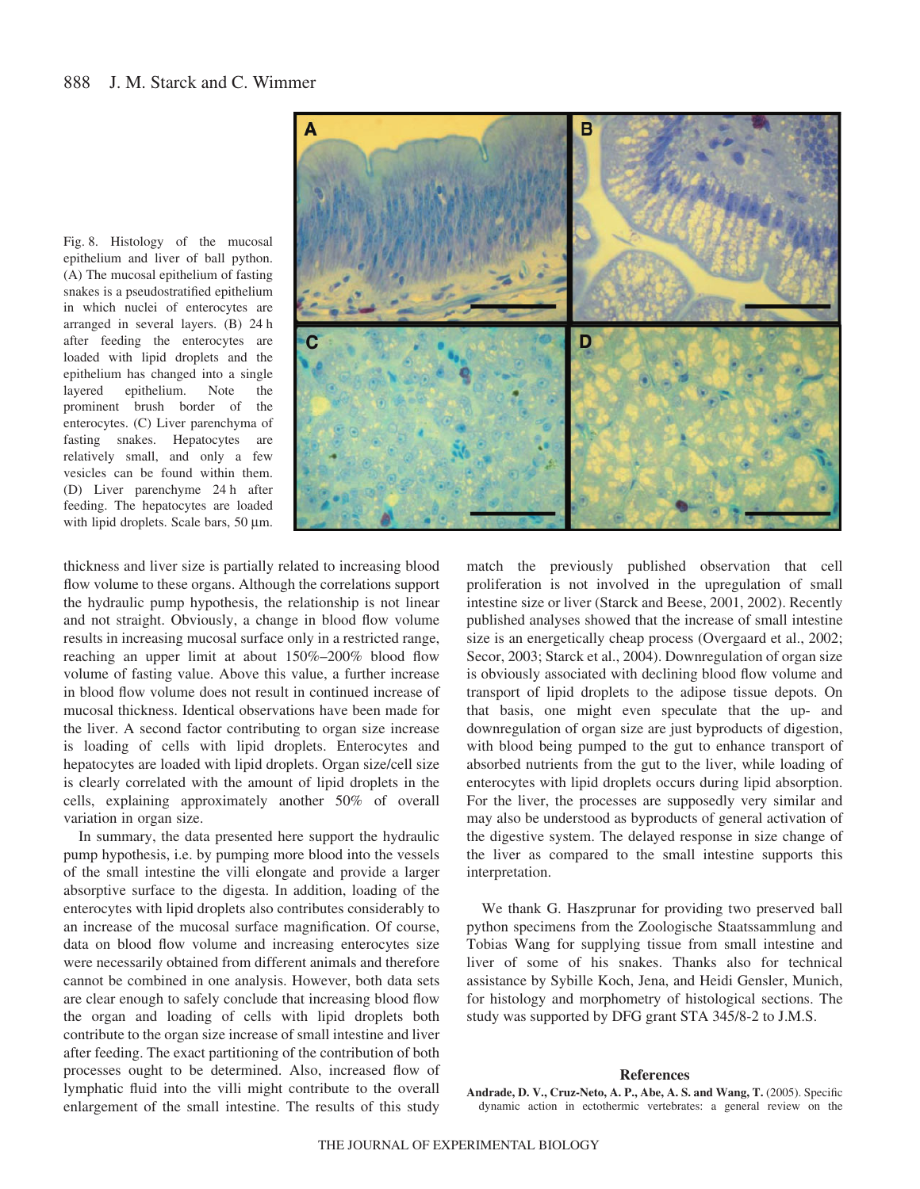Fig. 8. Histology of the mucosal epithelium and liver of ball python. (A) The mucosal epithelium of fasting snakes is a pseudostratified epithelium in which nuclei of enterocytes are arranged in several layers. (B) 24 h after feeding the enterocytes are loaded with lipid droplets and the epithelium has changed into a single layered epithelium. Note the prominent brush border of the enterocytes. (C) Liver parenchyma of fasting snakes. Hepatocytes are relatively small, and only a few vesicles can be found within them. (D) Liver parenchyme 24 h after feeding. The hepatocytes are loaded with lipid droplets. Scale bars, 50 µm.

thickness and liver size is partially related to increasing blood flow volume to these organs. Although the correlations support the hydraulic pump hypothesis, the relationship is not linear and not straight. Obviously, a change in blood flow volume results in increasing mucosal surface only in a restricted range, reaching an upper limit at about 150%–200% blood flow volume of fasting value. Above this value, a further increase in blood flow volume does not result in continued increase of mucosal thickness. Identical observations have been made for the liver. A second factor contributing to organ size increase is loading of cells with lipid droplets. Enterocytes and hepatocytes are loaded with lipid droplets. Organ size/cell size is clearly correlated with the amount of lipid droplets in the cells, explaining approximately another 50% of overall variation in organ size.

In summary, the data presented here support the hydraulic pump hypothesis, i.e. by pumping more blood into the vessels of the small intestine the villi elongate and provide a larger absorptive surface to the digesta. In addition, loading of the enterocytes with lipid droplets also contributes considerably to an increase of the mucosal surface magnification. Of course, data on blood flow volume and increasing enterocytes size were necessarily obtained from different animals and therefore cannot be combined in one analysis. However, both data sets are clear enough to safely conclude that increasing blood flow the organ and loading of cells with lipid droplets both contribute to the organ size increase of small intestine and liver after feeding. The exact partitioning of the contribution of both processes ought to be determined. Also, increased flow of lymphatic fluid into the villi might contribute to the overall enlargement of the small intestine. The results of this study match the previously published observation that cell proliferation is not involved in the upregulation of small intestine size or liver (Starck and Beese, 2001, 2002). Recently published analyses showed that the increase of small intestine size is an energetically cheap process (Overgaard et al., 2002; Secor, 2003; Starck et al., 2004). Downregulation of organ size is obviously associated with declining blood flow volume and transport of lipid droplets to the adipose tissue depots. On that basis, one might even speculate that the up- and downregulation of organ size are just byproducts of digestion, with blood being pumped to the gut to enhance transport of absorbed nutrients from the gut to the liver, while loading of enterocytes with lipid droplets occurs during lipid absorption. For the liver, the processes are supposedly very similar and may also be understood as byproducts of general activation of the digestive system. The delayed response in size change of the liver as compared to the small intestine supports this interpretation.

We thank G. Haszprunar for providing two preserved ball python specimens from the Zoologische Staatssammlung and Tobias Wang for supplying tissue from small intestine and liver of some of his snakes. Thanks also for technical assistance by Sybille Koch, Jena, and Heidi Gensler, Munich, for histology and morphometry of histological sections. The study was supported by DFG grant STA 345/8-2 to J.M.S.

## References

**Andrade, D. V., Cruz-Neto, A. P., Abe, A. S. and Wang, T.** (2005). Specific dynamic action in ectothermic vertebrates: a general review on the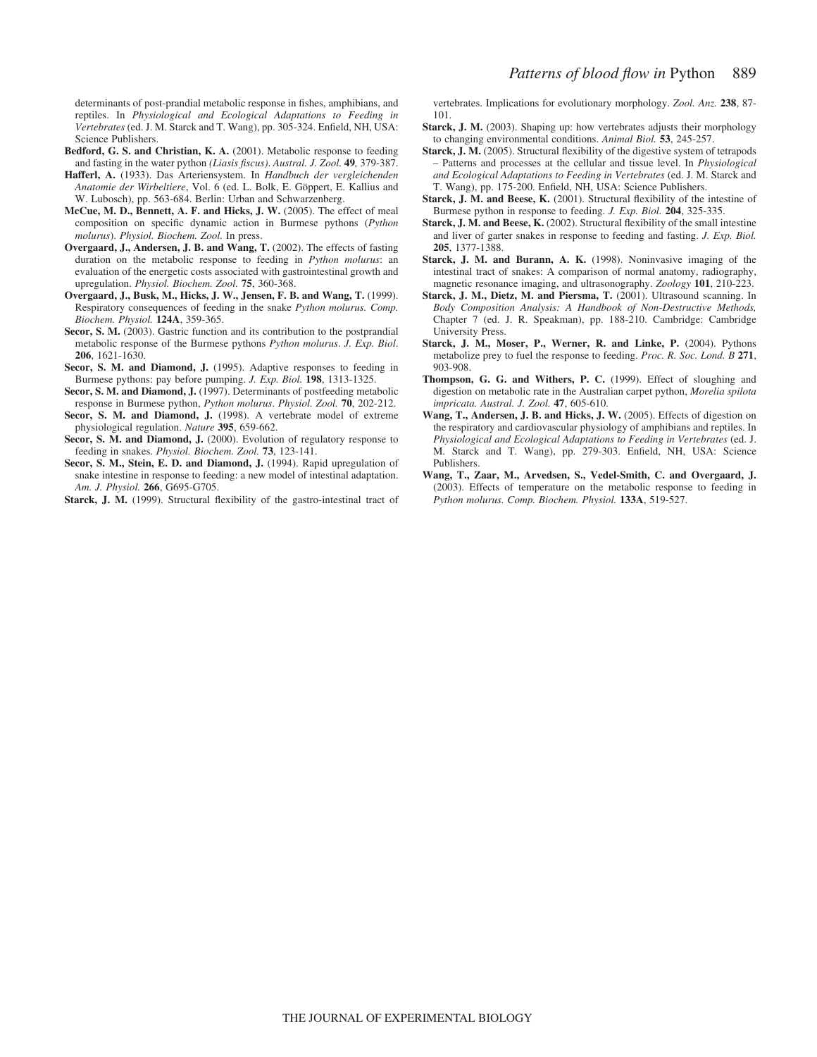determinants of post-prandial metabolic response in fishes, amphibians, and reptiles. In *Physiological and Ecological Adaptations to Feeding in Vertebrates* (ed. J. M. Starck and T. Wang), pp. 305-324. Enfield, NH, USA: Science Publishers.

**Bedford, G. S. and Christian, K. A.** (2001). Metabolic response to feeding and fasting in the water python *(Liasis fiscus)*. *Austral. J. Zool.* **49**, 379-387.

**Hafferl, A.** (1933). Das Arteriensystem. In *Handbuch der vergleichenden Anatomie der Wirbeltiere*, Vol. 6 (ed. L. Bolk, E. Göppert, E. Kallius and W. Lubosch), pp. 563-684. Berlin: Urban and Schwarzenberg.

**McCue, M. D., Bennett, A. F. and Hicks, J. W.** (2005). The effect of meal composition on specific dynamic action in Burmese pythons (*Python molurus*). *Physiol. Biochem. Zool.* In press.

**Overgaard, J., Andersen, J. B. and Wang, T.** (2002). The effects of fasting duration on the metabolic response to feeding in *Python molurus*: an evaluation of the energetic costs associated with gastrointestinal growth and upregulation. *Physiol. Biochem. Zool.* **75**, 360-368.

**Overgaard, J., Busk, M., Hicks, J. W., Jensen, F. B. and Wang, T.** (1999). Respiratory consequences of feeding in the snake *Python molurus. Comp. Biochem. Physiol.* **124A**, 359-365.

**Secor, S. M.** (2003). Gastric function and its contribution to the postprandial metabolic response of the Burmese pythons *Python molurus*. *J. Exp. Biol*. **206**, 1621-1630.

**Secor, S. M. and Diamond, J.** (1995). Adaptive responses to feeding in Burmese pythons: pay before pumping. *J. Exp. Biol.* **198**, 1313-1325.

**Secor, S. M. and Diamond, J.** (1997). Determinants of postfeeding metabolic response in Burmese python, *Python molurus*. *Physiol. Zool.* **70**, 202-212.

**Secor, S. M. and Diamond, J.** (1998). A vertebrate model of extreme physiological regulation. *Nature* **395**, 659-662.

**Secor, S. M. and Diamond, J.** (2000). Evolution of regulatory response to feeding in snakes. *Physiol. Biochem. Zool.* **73**, 123-141.

**Secor, S. M., Stein, E. D. and Diamond, J.** (1994). Rapid upregulation of snake intestine in response to feeding: a new model of intestinal adaptation. *Am. J. Physiol.* **266**, G695-G705.

**Starck, J. M.** (1999). Structural flexibility of the gastro-intestinal tract of vertebrates. Implications for evolutionary morphology. *Zool. Anz.* **238**, 87-101.

**Starck, J. M.** (2003). Shaping up: how vertebrates adjusts their morphology to changing environmental conditions. *Animal Biol.* **53**, 245-257.

**Starck, J. M.** (2005). Structural flexibility of the digestive system of tetrapods – Patterns and processes at the cellular and tissue level. In *Physiological and Ecological Adaptations to Feeding in Vertebrates* (ed. J. M. Starck and T. Wang), pp. 175-200. Enfield, NH, USA: Science Publishers.

**Starck, J. M. and Beese, K.** (2001). Structural flexibility of the intestine of Burmese python in response to feeding. *J. Exp. Biol.* **204**, 325-335.

**Starck, J. M. and Beese, K.** (2002). Structural flexibility of the small intestine and liver of garter snakes in response to feeding and fasting. *J. Exp. Biol.* **205**, 1377-1388.

**Starck, J. M. and Burann, A. K.** (1998). Noninvasive imaging of the intestinal tract of snakes: A comparison of normal anatomy, radiography, magnetic resonance imaging, and ultrasonography. *Zoology* **101**, 210-223.

**Starck, J. M., Dietz, M. and Piersma, T.** (2001). Ultrasound scanning. In *Body Composition Analysis: A Handbook of Non-Destructive Methods,* Chapter 7 (ed. J. R. Speakman), pp. 188-210. Cambridge: Cambridge University Press.

**Starck, J. M., Moser, P., Werner, R. and Linke, P.** (2004). Pythons metabolize prey to fuel the response to feeding. *Proc. R. Soc. Lond. B* **271**, 903-908.

**Thompson, G. G. and Withers, P. C.** (1999). Effect of sloughing and digestion on metabolic rate in the Australian carpet python, *Morelia spilota impricata. Austral. J. Zool.* **47**, 605-610.

**Wang, T., Andersen, J. B. and Hicks, J. W.** (2005). Effects of digestion on the respiratory and cardiovascular physiology of amphibians and reptiles. In *Physiological and Ecological Adaptations to Feeding in Vertebrates* (ed. J. M. Starck and T. Wang), pp. 279-303. Enfield, NH, USA: Science Publishers.

**Wang, T., Zaar, M., Arvedsen, S., Vedel-Smith, C. and Overgaard, J.** (2003). Effects of temperature on the metabolic response to feeding in *Python molurus. Comp. Biochem. Physiol.* **133A**, 519-527.